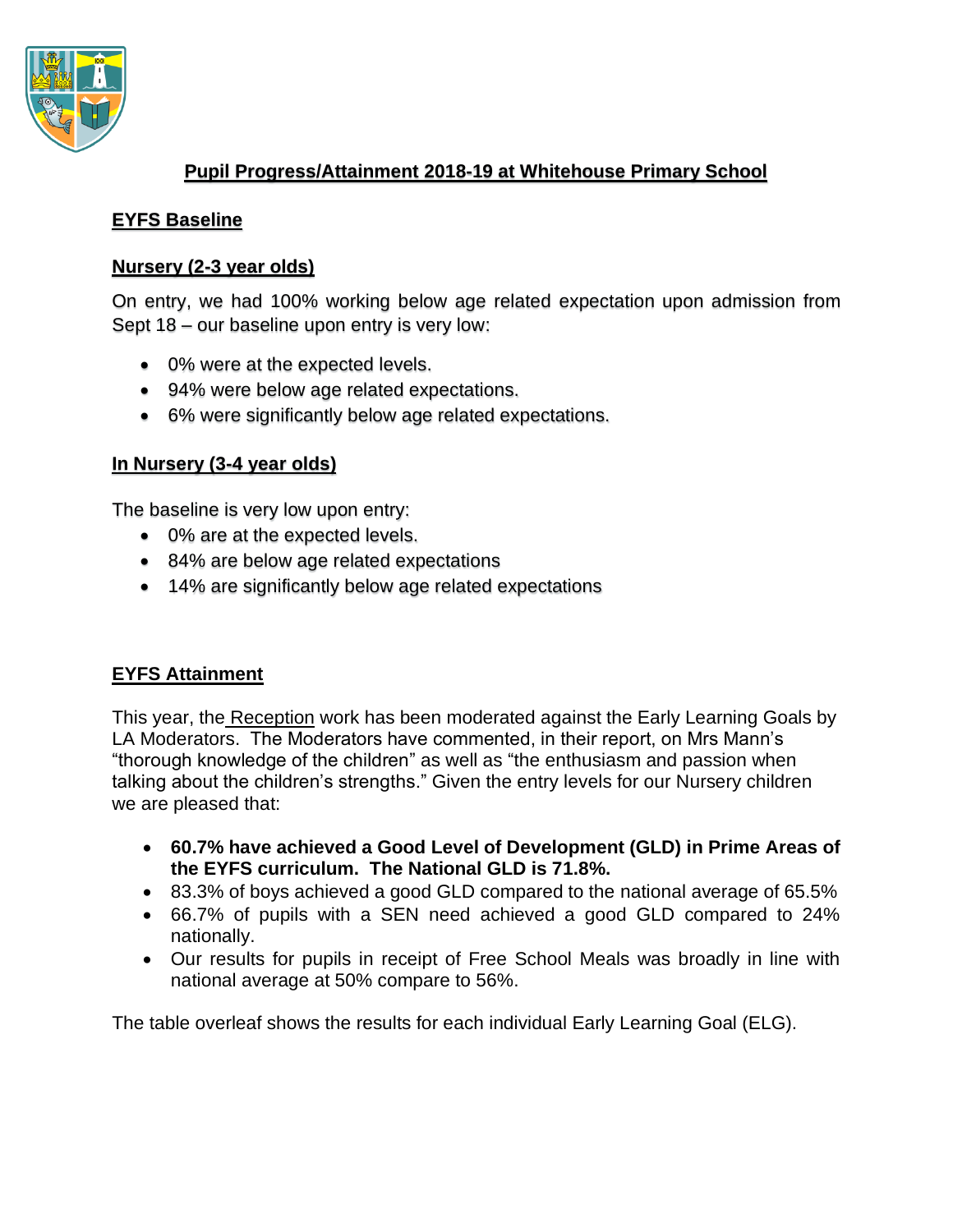# Pupil Progress/Attainment 2018-19 at Whitehouse Primary School

## EYFS Baseline

### Nursery (2-3 year olds)

On entry, we had 100% working below age related expectation upon admission from Sept 18 – our baseline upon entry is very low:

- 0% were at the expected levels.
- 94% were below age related expectations.
- 6% were significantly below age related expectations.

### In Nursery (3-4 year olds)

The baseline is very low upon entry:

- 0% are at the expected levels.
- 84% are below age related expectations
- 14% are significantly below age related expectations

## EYFS Attainment

This year, the Reception work has been moderated against the Early Learning Goals by LA Moderators. The Moderators have commented, in their report, on Mrs Mann's "thorough knowledge of the children" as well as "the enthusiasm and passion when talking about the children's strengths." Given the entry levels for our Nursery children we are pleased that:

- **60.7% have achieved a Good Level of Development (GLD) in Prime Areas of the EYFS curriculum. The National GLD is 71.8%.**
- 83.3% of boys achieved a good GLD compared to the national average of 65.5%
- 66.7% of pupils with a SEN need achieved a good GLD compared to 24% nationally.
- Our results for pupils in receipt of Free School Meals was broadly in line with national average at 50% compare to 56%.

The table overleaf shows the results for each individual Early Learning Goal (ELG).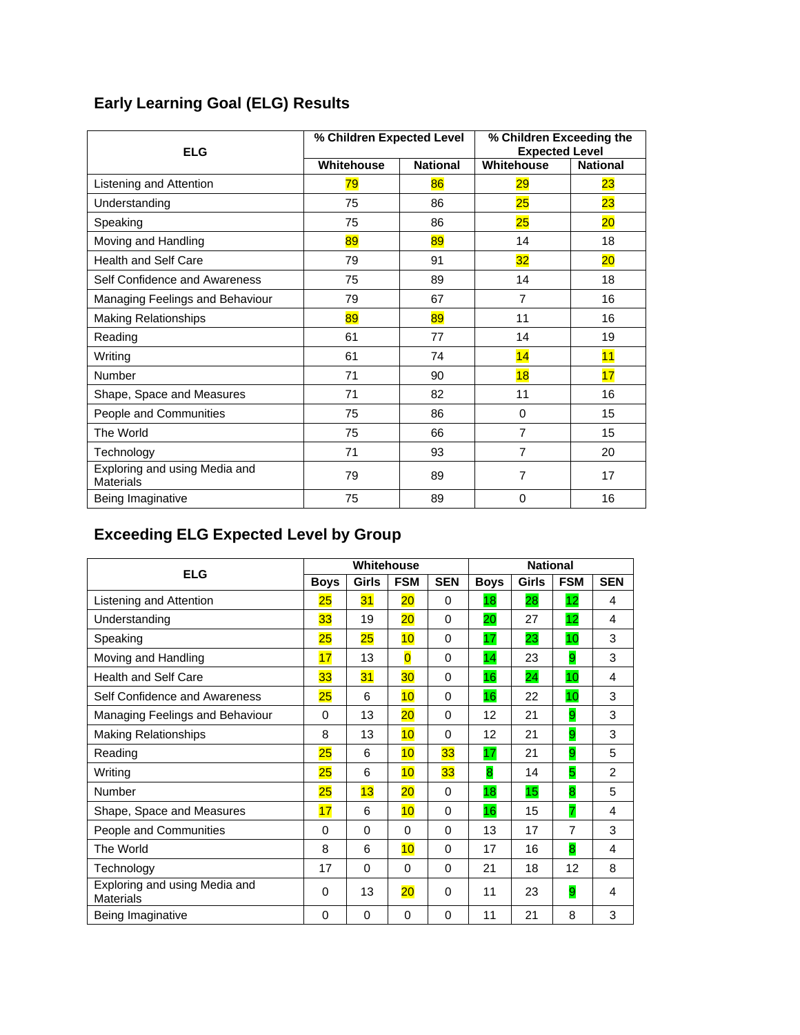## Early Learning Goal (ELG) Results

| ELG | % Children Expected Level | | % Children Exceeding the Expected Level | |
|---|---|---|---|---|
| | Whitehouse | National | Whitehouse | National |
| Listening and Attention | 79 | 86 | 29 | 23 |
| Understanding | 75 | 86 | 25 | 23 |
| Speaking | 75 | 86 | 25 | 20 |
| Moving and Handling | 89 | 89 | 14 | 18 |
| Health and Self Care | 79 | 91 | 32 | 20 |
| Self Confidence and Awareness | 75 | 89 | 14 | 18 |
| Managing Feelings and Behaviour | 79 | 67 | 7 | 16 |
| Making Relationships | 89 | 89 | 11 | 16 |
| Reading | 61 | 77 | 14 | 19 |
| Writing | 61 | 74 | 14 | 11 |
| Number | 71 | 90 | 18 | 17 |
| Shape, Space and Measures | 71 | 82 | 11 | 16 |
| People and Communities | 75 | 86 | 0 | 15 |
| The World | 75 | 66 | 7 | 15 |
| Technology | 71 | 93 | 7 | 20 |
| Exploring and using Media and Materials | 79 | 89 | 7 | 17 |
| Being Imaginative | 75 | 89 | 0 | 16 |

## Exceeding ELG Expected Level by Group

| ELG | Whitehouse | | | | National | | | |
|---|---|---|---|---|---|---|---|---|
| | Boys | Girls | FSM | SEN | Boys | Girls | FSM | SEN |
| Listening and Attention | 25 | 31 | 20 | 0 | 18 | 28 | 12 | 4 |
| Understanding | 33 | 19 | 20 | 0 | 20 | 27 | 12 | 4 |
| Speaking | 25 | 25 | 10 | 0 | 17 | 23 | 10 | 3 |
| Moving and Handling | 17 | 13 | 0 | 0 | 14 | 23 | 9 | 3 |
| Health and Self Care | 33 | 31 | 30 | 0 | 16 | 24 | 10 | 4 |
| Self Confidence and Awareness | 25 | 6 | 10 | 0 | 16 | 22 | 10 | 3 |
| Managing Feelings and Behaviour | 0 | 13 | 20 | 0 | 12 | 21 | 9 | 3 |
| Making Relationships | 8 | 13 | 10 | 0 | 12 | 21 | 9 | 3 |
| Reading | 25 | 6 | 10 | 33 | 17 | 21 | 9 | 5 |
| Writing | 25 | 6 | 10 | 33 | 8 | 14 | 5 | 2 |
| Number | 25 | 13 | 20 | 0 | 18 | 15 | 8 | 5 |
| Shape, Space and Measures | 17 | 6 | 10 | 0 | 16 | 15 | 7 | 4 |
| People and Communities | 0 | 0 | 0 | 0 | 13 | 17 | 7 | 3 |
| The World | 8 | 6 | 10 | 0 | 17 | 16 | 8 | 4 |
| Technology | 17 | 0 | 0 | 0 | 21 | 18 | 12 | 8 |
| Exploring and using Media and Materials | 0 | 13 | 20 | 0 | 11 | 23 | 9 | 4 |
| Being Imaginative | 0 | 0 | 0 | 0 | 11 | 21 | 8 | 3 |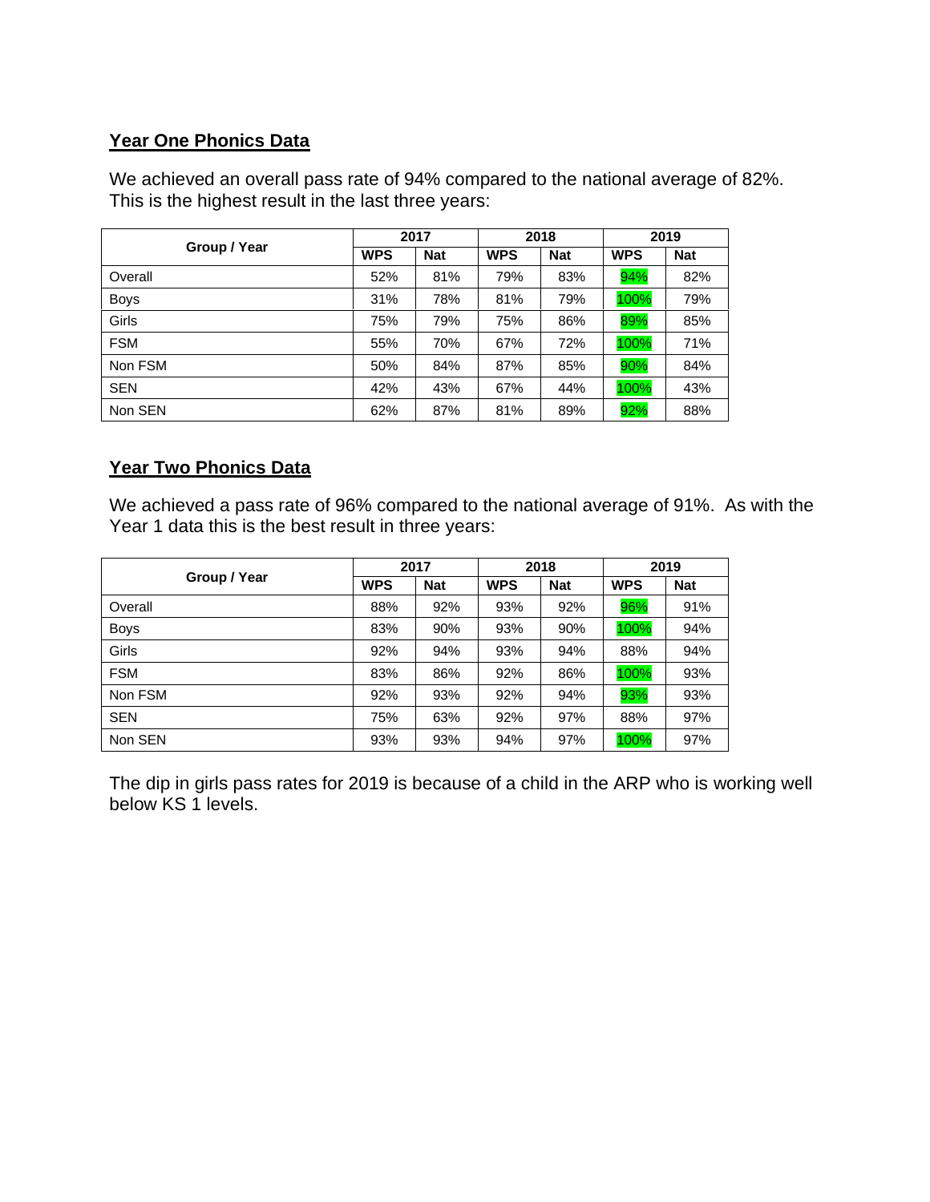## Year One Phonics Data

We achieved an overall pass rate of 94% compared to the national average of 82%. This is the highest result in the last three years:

| Group / Year | 2017 | | 2018 | | 2019 | |
|---|---|---|---|---|---|---|
| | WPS | Nat | WPS | Nat | WPS | Nat |
| Overall | 52% | 81% | 79% | 83% | 94% | 82% |
| Boys | 31% | 78% | 81% | 79% | 100% | 79% |
| Girls | 75% | 79% | 75% | 86% | 89% | 85% |
| FSM | 55% | 70% | 67% | 72% | 100% | 71% |
| Non FSM | 50% | 84% | 87% | 85% | 90% | 84% |
| SEN | 42% | 43% | 67% | 44% | 100% | 43% |
| Non SEN | 62% | 87% | 81% | 89% | 92% | 88% |

## Year Two Phonics Data

We achieved a pass rate of 96% compared to the national average of 91%. As with the Year 1 data this is the best result in three years:

| Group / Year | 2017 | | 2018 | | 2019 | |
|---|---|---|---|---|---|---|
| | WPS | Nat | WPS | Nat | WPS | Nat |
| Overall | 88% | 92% | 93% | 92% | 96% | 91% |
| Boys | 83% | 90% | 93% | 90% | 100% | 94% |
| Girls | 92% | 94% | 93% | 94% | 88% | 94% |
| FSM | 83% | 86% | 92% | 86% | 100% | 93% |
| Non FSM | 92% | 93% | 92% | 94% | 93% | 93% |
| SEN | 75% | 63% | 92% | 97% | 88% | 97% |
| Non SEN | 93% | 93% | 94% | 97% | 100% | 97% |

The dip in girls pass rates for 2019 is because of a child in the ARP who is working well below KS 1 levels.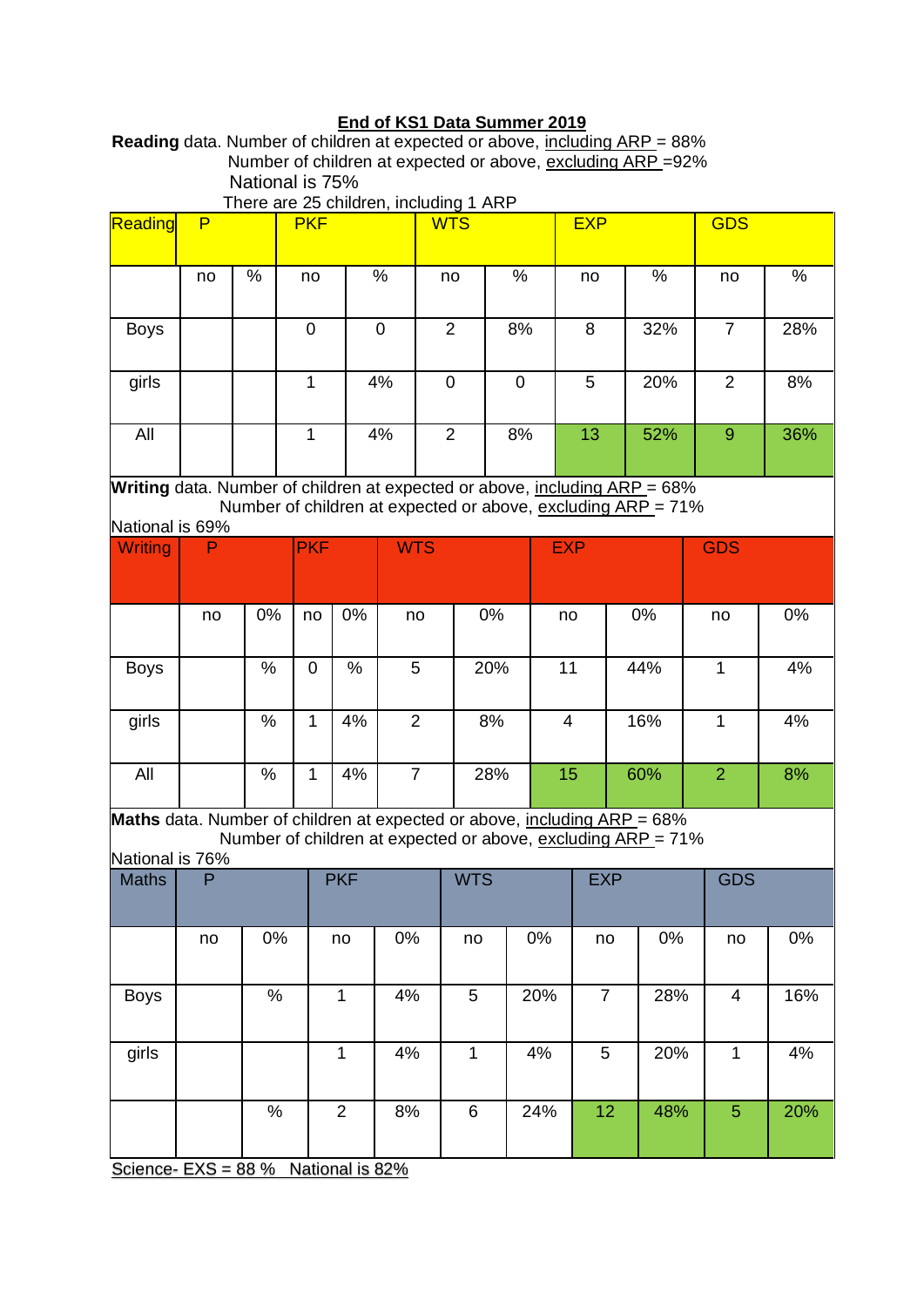## End of KS1 Data Summer 2019

**Reading** data. Number of children at expected or above, including ARP = 88%
Number of children at expected or above, excluding ARP =92%
National is 75%
There are 25 children, including 1 ARP

| Reading | P | | PKF | | WTS | | EXP | | GDS | |
|---|---|---|---|---|---|---|---|---|---|---|
| | no | % | no | % | no | % | no | % | no | % |
| Boys | | | 0 | 0 | 2 | 8% | 8 | 32% | 7 | 28% |
| girls | | | 1 | 4% | 0 | 0 | 5 | 20% | 2 | 8% |
| All | | | 1 | 4% | 2 | 8% | 13 | 52% | 9 | 36% |

**Writing** data. Number of children at expected or above, including ARP = 68%
Number of children at expected or above, excluding ARP = 71%
National is 69%

| Writing | P | | PKF | | WTS | | EXP | | GDS | |
|---|---|---|---|---|---|---|---|---|---|---|
| | no | 0% | no | 0% | no | 0% | no | 0% | no | 0% |
| Boys | | % | 0 | % | 5 | 20% | 11 | 44% | 1 | 4% |
| girls | | % | 1 | 4% | 2 | 8% | 4 | 16% | 1 | 4% |
| All | | % | 1 | 4% | 7 | 28% | 15 | 60% | 2 | 8% |

**Maths** data. Number of children at expected or above, including ARP = 68%
Number of children at expected or above, excluding ARP = 71%
National is 76%

| Maths | P | | PKF | | WTS | | EXP | | GDS | |
|---|---|---|---|---|---|---|---|---|---|---|
| | no | 0% | no | 0% | no | 0% | no | 0% | no | 0% |
| Boys | | % | 1 | 4% | 5 | 20% | 7 | 28% | 4 | 16% |
| girls | | | 1 | 4% | 1 | 4% | 5 | 20% | 1 | 4% |
| | | % | 2 | 8% | 6 | 24% | 12 | 48% | 5 | 20% |

Science- EXS = 88 % National is 82%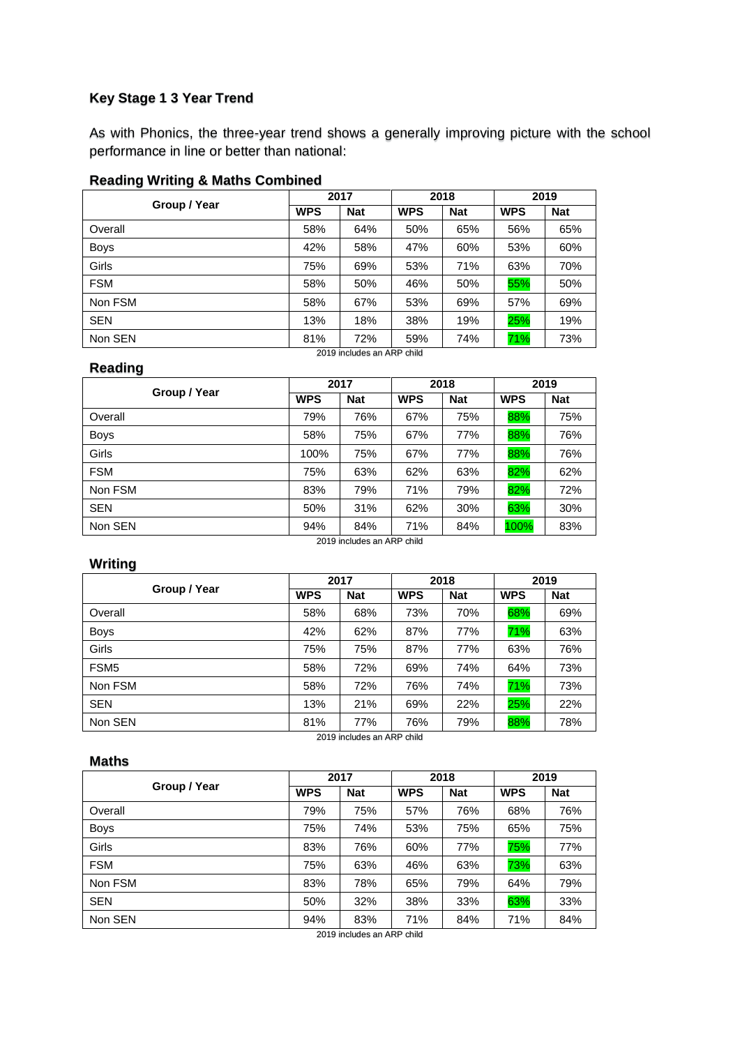## Key Stage 1 3 Year Trend

As with Phonics, the three-year trend shows a generally improving picture with the school performance in line or better than national:

### Reading Writing & Maths Combined

| Group / Year | 2017 | | 2018 | | 2019 | |
|---|---|---|---|---|---|---|
| | WPS | Nat | WPS | Nat | WPS | Nat |
| Overall | 58% | 64% | 50% | 65% | 56% | 65% |
| Boys | 42% | 58% | 47% | 60% | 53% | 60% |
| Girls | 75% | 69% | 53% | 71% | 63% | 70% |
| FSM | 58% | 50% | 46% | 50% | 55% | 50% |
| Non FSM | 58% | 67% | 53% | 69% | 57% | 69% |
| SEN | 13% | 18% | 38% | 19% | 25% | 19% |
| Non SEN | 81% | 72% | 59% | 74% | 71% | 73% |

2019 includes an ARP child

### Reading

| Group / Year | 2017 | | 2018 | | 2019 | |
|---|---|---|---|---|---|---|
| | WPS | Nat | WPS | Nat | WPS | Nat |
| Overall | 79% | 76% | 67% | 75% | 88% | 75% |
| Boys | 58% | 75% | 67% | 77% | 88% | 76% |
| Girls | 100% | 75% | 67% | 77% | 88% | 76% |
| FSM | 75% | 63% | 62% | 63% | 82% | 62% |
| Non FSM | 83% | 79% | 71% | 79% | 82% | 72% |
| SEN | 50% | 31% | 62% | 30% | 63% | 30% |
| Non SEN | 94% | 84% | 71% | 84% | 100% | 83% |

2019 includes an ARP child

### Writing

| Group / Year | 2017 | | 2018 | | 2019 | |
|---|---|---|---|---|---|---|
| | WPS | Nat | WPS | Nat | WPS | Nat |
| Overall | 58% | 68% | 73% | 70% | 68% | 69% |
| Boys | 42% | 62% | 87% | 77% | 71% | 63% |
| Girls | 75% | 75% | 87% | 77% | 63% | 76% |
| FSM5 | 58% | 72% | 69% | 74% | 64% | 73% |
| Non FSM | 58% | 72% | 76% | 74% | 71% | 73% |
| SEN | 13% | 21% | 69% | 22% | 25% | 22% |
| Non SEN | 81% | 77% | 76% | 79% | 88% | 78% |

2019 includes an ARP child

### Maths

| Group / Year | 2017 | | 2018 | | 2019 | |
|---|---|---|---|---|---|---|
| | WPS | Nat | WPS | Nat | WPS | Nat |
| Overall | 79% | 75% | 57% | 76% | 68% | 76% |
| Boys | 75% | 74% | 53% | 75% | 65% | 75% |
| Girls | 83% | 76% | 60% | 77% | 75% | 77% |
| FSM | 75% | 63% | 46% | 63% | 73% | 63% |
| Non FSM | 83% | 78% | 65% | 79% | 64% | 79% |
| SEN | 50% | 32% | 38% | 33% | 63% | 33% |
| Non SEN | 94% | 83% | 71% | 84% | 71% | 84% |

2019 includes an ARP child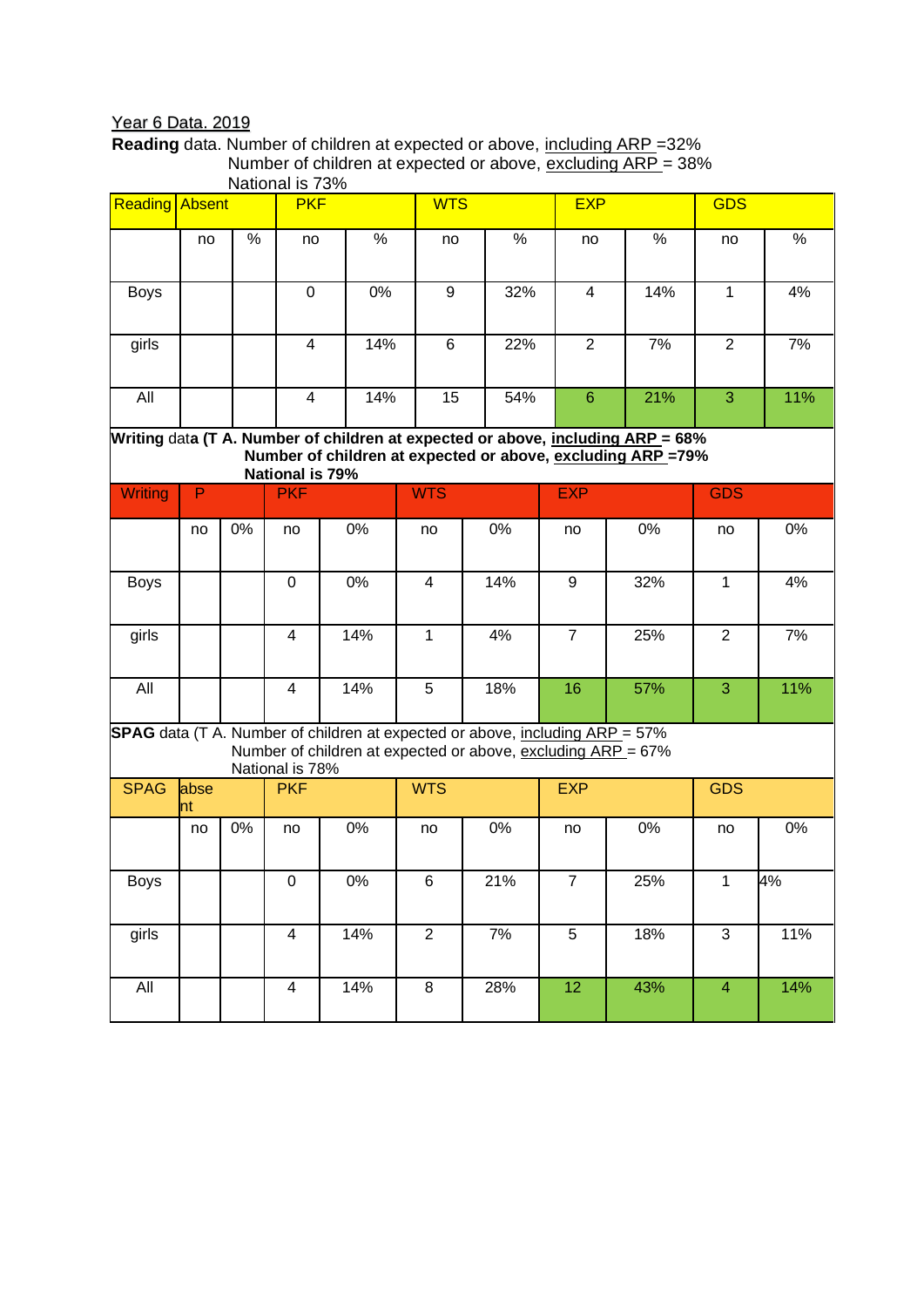Year 6 Data. 2019

**Reading** data. Number of children at expected or above, including ARP =32%
Number of children at expected or above, excluding ARP = 38%
National is 73%

| Reading | Absent | | PKF | | WTS | | EXP | | GDS | |
|---|---|---|---|---|---|---|---|---|---|---|
| | no | % | no | % | no | % | no | % | no | % |
| Boys | | | 0 | 0% | 9 | 32% | 4 | 14% | 1 | 4% |
| girls | | | 4 | 14% | 6 | 22% | 2 | 7% | 2 | 7% |
| All | | | 4 | 14% | 15 | 54% | 6 | 21% | 3 | 11% |

**Writing** data **(T A. Number of children at expected or above, including ARP = 68%**
**Number of children at expected or above, excluding ARP =79%**
**National is 79%**

| Writing | P | | PKF | | WTS | | EXP | | GDS | |
|---|---|---|---|---|---|---|---|---|---|---|
| | no | 0% | no | 0% | no | 0% | no | 0% | no | 0% |
| Boys | | | 0 | 0% | 4 | 14% | 9 | 32% | 1 | 4% |
| girls | | | 4 | 14% | 1 | 4% | 7 | 25% | 2 | 7% |
| All | | | 4 | 14% | 5 | 18% | 16 | 57% | 3 | 11% |

**SPAG** data (T A. Number of children at expected or above, including ARP = 57%
Number of children at expected or above, excluding ARP = 67%
National is 78%

| SPAG | absent | | PKF | | WTS | | EXP | | GDS | |
|---|---|---|---|---|---|---|---|---|---|---|
| | no | 0% | no | 0% | no | 0% | no | 0% | no | 0% |
| Boys | | | 0 | 0% | 6 | 21% | 7 | 25% | 1 | 4% |
| girls | | | 4 | 14% | 2 | 7% | 5 | 18% | 3 | 11% |
| All | | | 4 | 14% | 8 | 28% | 12 | 43% | 4 | 14% |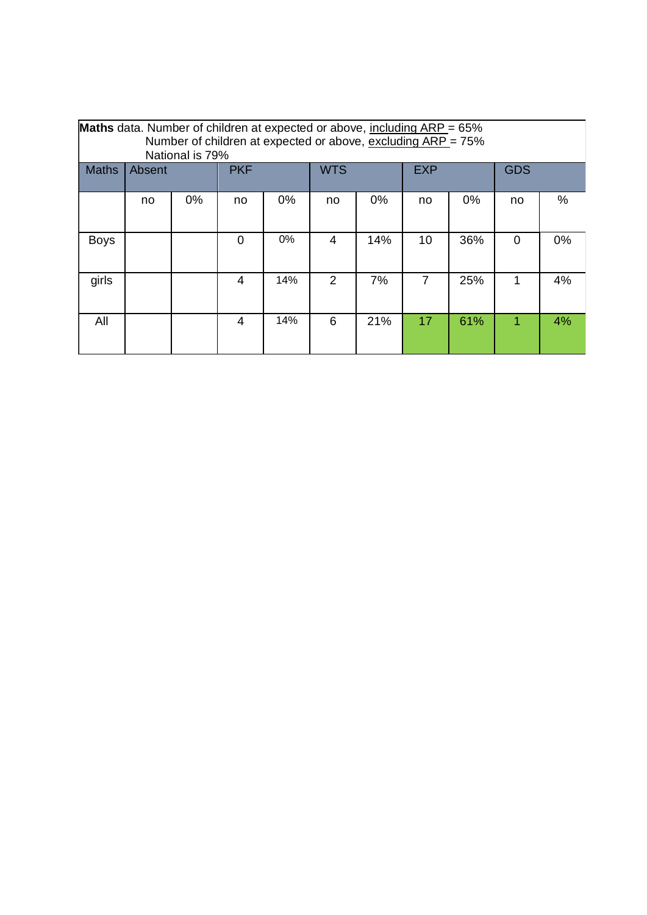**Maths** data. Number of children at expected or above, including ARP = 65%
Number of children at expected or above, excluding ARP = 75%
National is 79%

| Maths | Absent | | PKF | | WTS | | EXP | | GDS | |
|---|---|---|---|---|---|---|---|---|---|---|
| | no | 0% | no | 0% | no | 0% | no | 0% | no | % |
| Boys | | | 0 | 0% | 4 | 14% | 10 | 36% | 0 | 0% |
| girls | | | 4 | 14% | 2 | 7% | 7 | 25% | 1 | 4% |
| All | | | 4 | 14% | 6 | 21% | 17 | 61% | 1 | 4% |